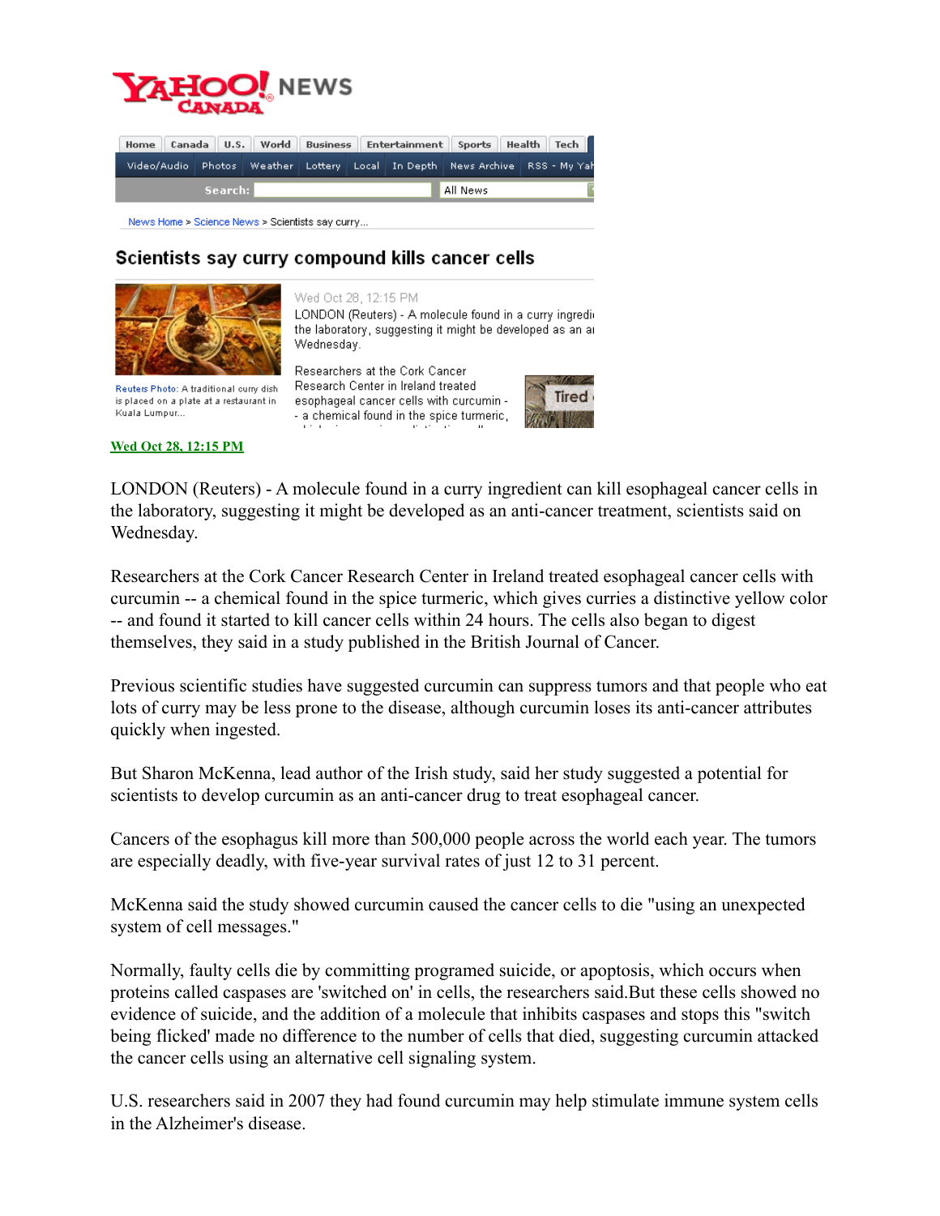# YAHOO! CANADA NEWS

Home | Canada | U.S. | World | Business | Entertainment | Sports | Health | Tech

Video/Audio | Photos | Weather | Lottery | Local | In Depth | News Archive | RSS - My Yah

Search: All News

News Home > Science News > Scientists say curry...

## Scientists say curry compound kills cancer cells

Wed Oct 28, 12:15 PM

LONDON (Reuters) - A molecule found in a curry ingredi the laboratory, suggesting it might be developed as an a Wednesday.

Researchers at the Cork Cancer Research Center in Ireland treated esophageal cancer cells with curcumin -- a chemical found in the spice turmeric,

Reuters Photo: A traditional curry dish is placed on a plate at a restaurant in Kuala Lumpur...

Tired

**Wed Oct 28, 12:15 PM**

LONDON (Reuters) - A molecule found in a curry ingredient can kill esophageal cancer cells in the laboratory, suggesting it might be developed as an anti-cancer treatment, scientists said on Wednesday.

Researchers at the Cork Cancer Research Center in Ireland treated esophageal cancer cells with curcumin -- a chemical found in the spice turmeric, which gives curries a distinctive yellow color -- and found it started to kill cancer cells within 24 hours. The cells also began to digest themselves, they said in a study published in the British Journal of Cancer.

Previous scientific studies have suggested curcumin can suppress tumors and that people who eat lots of curry may be less prone to the disease, although curcumin loses its anti-cancer attributes quickly when ingested.

But Sharon McKenna, lead author of the Irish study, said her study suggested a potential for scientists to develop curcumin as an anti-cancer drug to treat esophageal cancer.

Cancers of the esophagus kill more than 500,000 people across the world each year. The tumors are especially deadly, with five-year survival rates of just 12 to 31 percent.

McKenna said the study showed curcumin caused the cancer cells to die "using an unexpected system of cell messages."

Normally, faulty cells die by committing programed suicide, or apoptosis, which occurs when proteins called caspases are 'switched on' in cells, the researchers said.But these cells showed no evidence of suicide, and the addition of a molecule that inhibits caspases and stops this "switch being flicked' made no difference to the number of cells that died, suggesting curcumin attacked the cancer cells using an alternative cell signaling system.

U.S. researchers said in 2007 they had found curcumin may help stimulate immune system cells in the Alzheimer's disease.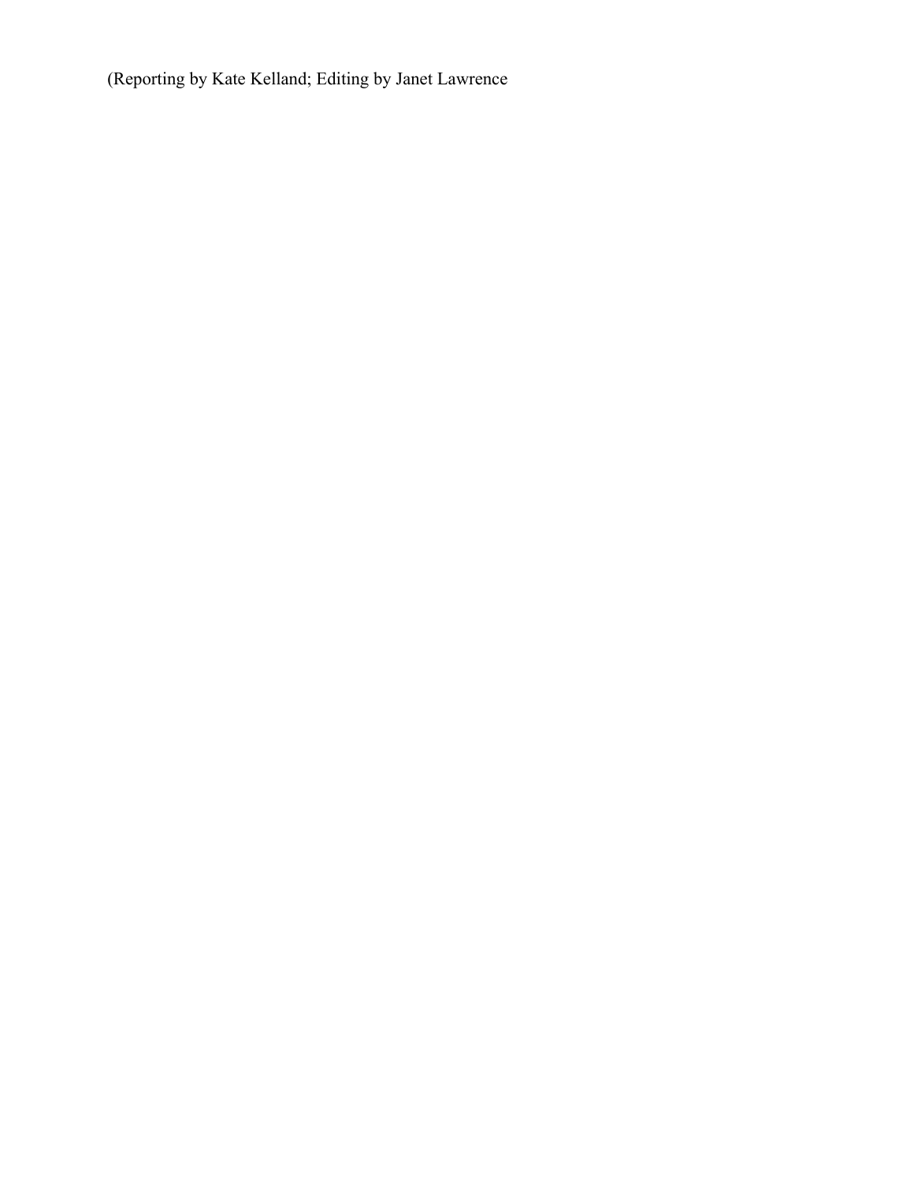(Reporting by Kate Kelland; Editing by Janet Lawrence